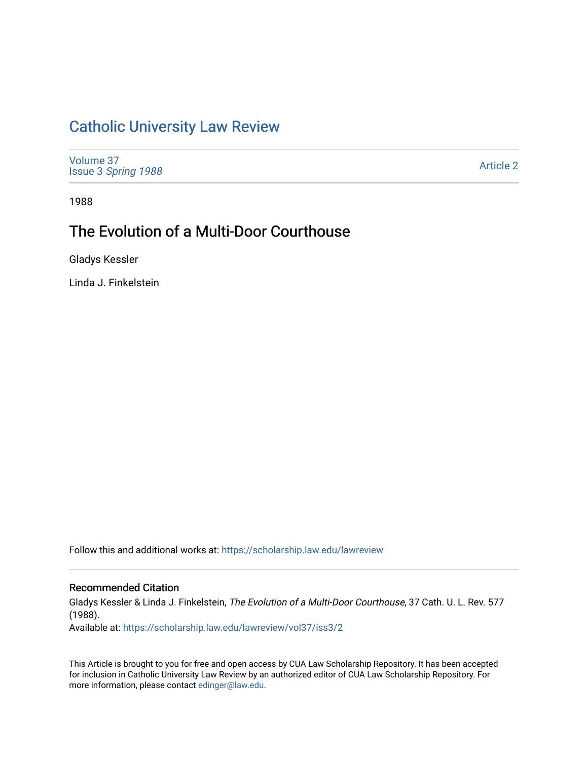# Catholic University Law Review

Volume 37
Issue 3 *Spring 1988*

Article 2

1988

## The Evolution of a Multi-Door Courthouse

Gladys Kessler

Linda J. Finkelstein

Follow this and additional works at: https://scholarship.law.edu/lawreview

### Recommended Citation

Gladys Kessler & Linda J. Finkelstein, *The Evolution of a Multi-Door Courthouse*, 37 Cath. U. L. Rev. 577 (1988).
Available at: https://scholarship.law.edu/lawreview/vol37/iss3/2

This Article is brought to you for free and open access by CUA Law Scholarship Repository. It has been accepted for inclusion in Catholic University Law Review by an authorized editor of CUA Law Scholarship Repository. For more information, please contact edinger@law.edu.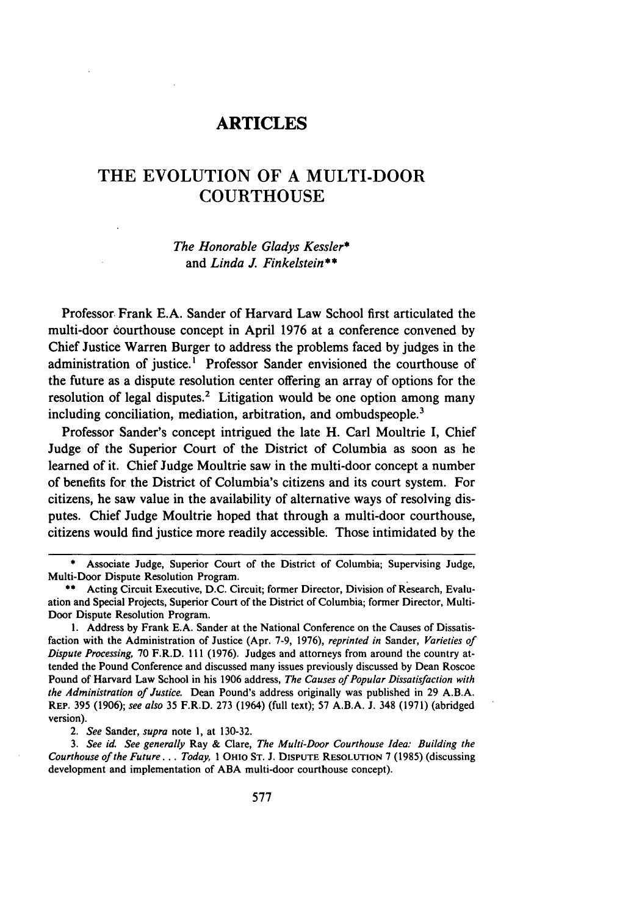# ARTICLES

## THE EVOLUTION OF A MULTI-DOOR COURTHOUSE

*The Honorable Gladys Kessler\**
and *Linda J. Finkelstein\*\**

Professor Frank E.A. Sander of Harvard Law School first articulated the multi-door courthouse concept in April 1976 at a conference convened by Chief Justice Warren Burger to address the problems faced by judges in the administration of justice.[1] Professor Sander envisioned the courthouse of the future as a dispute resolution center offering an array of options for the resolution of legal disputes.[2] Litigation would be one option among many including conciliation, mediation, arbitration, and ombudspeople.[3]

Professor Sander's concept intrigued the late H. Carl Moultrie I, Chief Judge of the Superior Court of the District of Columbia as soon as he learned of it. Chief Judge Moultrie saw in the multi-door concept a number of benefits for the District of Columbia's citizens and its court system. For citizens, he saw value in the availability of alternative ways of resolving disputes. Chief Judge Moultrie hoped that through a multi-door courthouse, citizens would find justice more readily accessible. Those intimidated by the

---

\* Associate Judge, Superior Court of the District of Columbia; Supervising Judge, Multi-Door Dispute Resolution Program.

\*\* Acting Circuit Executive, D.C. Circuit; former Director, Division of Research, Evaluation and Special Projects, Superior Court of the District of Columbia; former Director, Multi-Door Dispute Resolution Program.

1. Address by Frank E.A. Sander at the National Conference on the Causes of Dissatisfaction with the Administration of Justice (Apr. 7-9, 1976), *reprinted in* Sander, *Varieties of Dispute Processing,* 70 F.R.D. 111 (1976). Judges and attorneys from around the country attended the Pound Conference and discussed many issues previously discussed by Dean Roscoe Pound of Harvard Law School in his 1906 address, *The Causes of Popular Dissatisfaction with the Administration of Justice.* Dean Pound's address originally was published in 29 A.B.A. REP. 395 (1906); *see also* 35 F.R.D. 273 (1964) (full text); 57 A.B.A. J. 348 (1971) (abridged version).

2. *See* Sander, *supra* note 1, at 130-32.

3. *See id. See generally* Ray & Clare, *The Multi-Door Courthouse Idea: Building the Courthouse of the Future . . . Today,* 1 OHIO ST. J. DISPUTE RESOLUTION 7 (1985) (discussing development and implementation of ABA multi-door courthouse concept).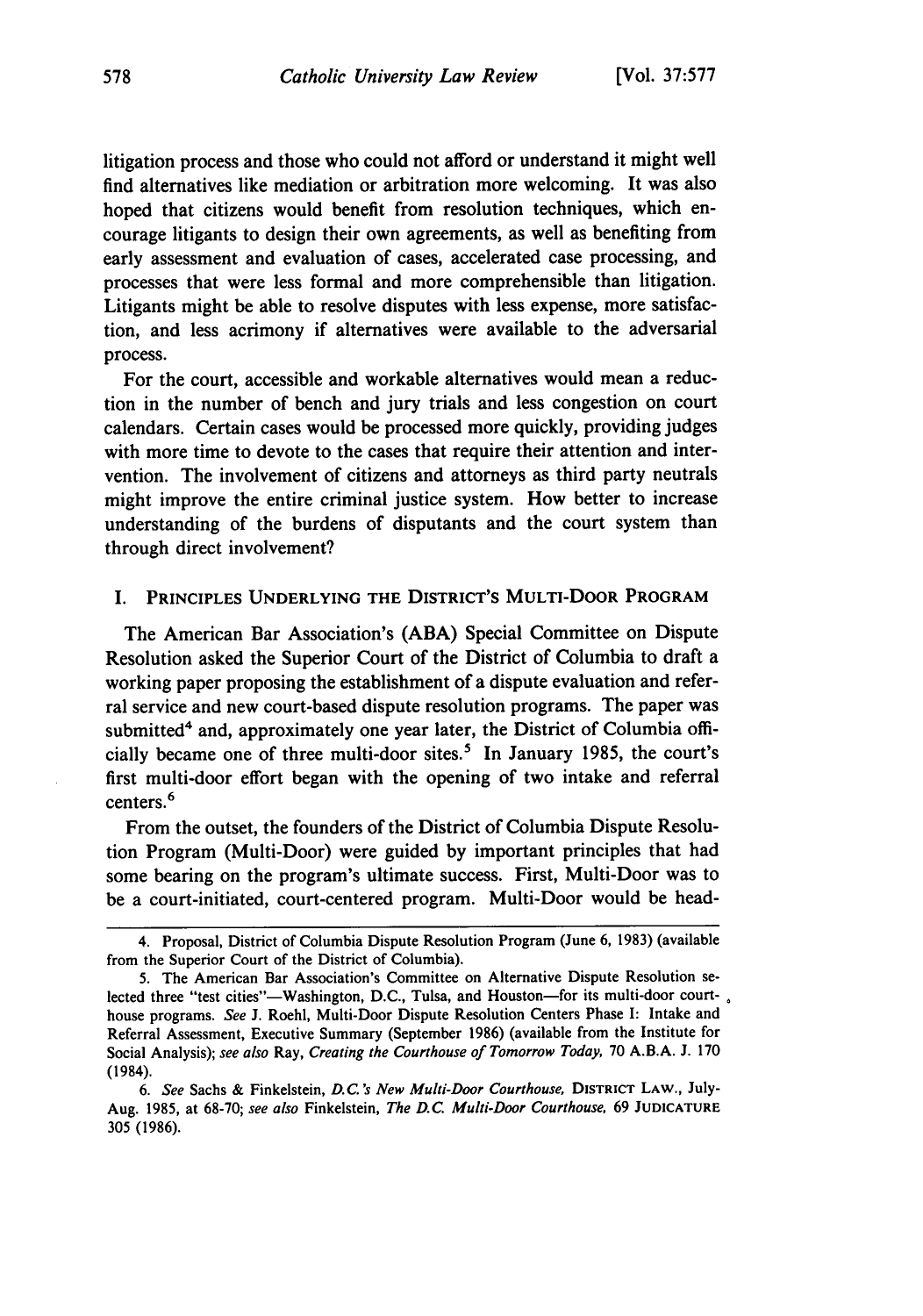litigation process and those who could not afford or understand it might well find alternatives like mediation or arbitration more welcoming. It was also hoped that citizens would benefit from resolution techniques, which encourage litigants to design their own agreements, as well as benefiting from early assessment and evaluation of cases, accelerated case processing, and processes that were less formal and more comprehensible than litigation. Litigants might be able to resolve disputes with less expense, more satisfaction, and less acrimony if alternatives were available to the adversarial process.

For the court, accessible and workable alternatives would mean a reduction in the number of bench and jury trials and less congestion on court calendars. Certain cases would be processed more quickly, providing judges with more time to devote to the cases that require their attention and intervention. The involvement of citizens and attorneys as third party neutrals might improve the entire criminal justice system. How better to increase understanding of the burdens of disputants and the court system than through direct involvement?

## I. PRINCIPLES UNDERLYING THE DISTRICT'S MULTI-DOOR PROGRAM

The American Bar Association's (ABA) Special Committee on Dispute Resolution asked the Superior Court of the District of Columbia to draft a working paper proposing the establishment of a dispute evaluation and referral service and new court-based dispute resolution programs. The paper was submitted[4] and, approximately one year later, the District of Columbia officially became one of three multi-door sites.[5] In January 1985, the court's first multi-door effort began with the opening of two intake and referral centers.[6]

From the outset, the founders of the District of Columbia Dispute Resolution Program (Multi-Door) were guided by important principles that had some bearing on the program's ultimate success. First, Multi-Door was to be a court-initiated, court-centered program. Multi-Door would be head-

---

4. Proposal, District of Columbia Dispute Resolution Program (June 6, 1983) (available from the Superior Court of the District of Columbia).

5. The American Bar Association's Committee on Alternative Dispute Resolution selected three "test cities"—Washington, D.C., Tulsa, and Houston—for its multi-door courthouse programs. *See* J. Roehl, Multi-Door Dispute Resolution Centers Phase I: Intake and Referral Assessment, Executive Summary (September 1986) (available from the Institute for Social Analysis); *see also* Ray, *Creating the Courthouse of Tomorrow Today*, 70 A.B.A. J. 170 (1984).

6. *See* Sachs & Finkelstein, *D.C.'s New Multi-Door Courthouse*, DISTRICT LAW., July-Aug. 1985, at 68-70; *see also* Finkelstein, *The D.C. Multi-Door Courthouse*, 69 JUDICATURE 305 (1986).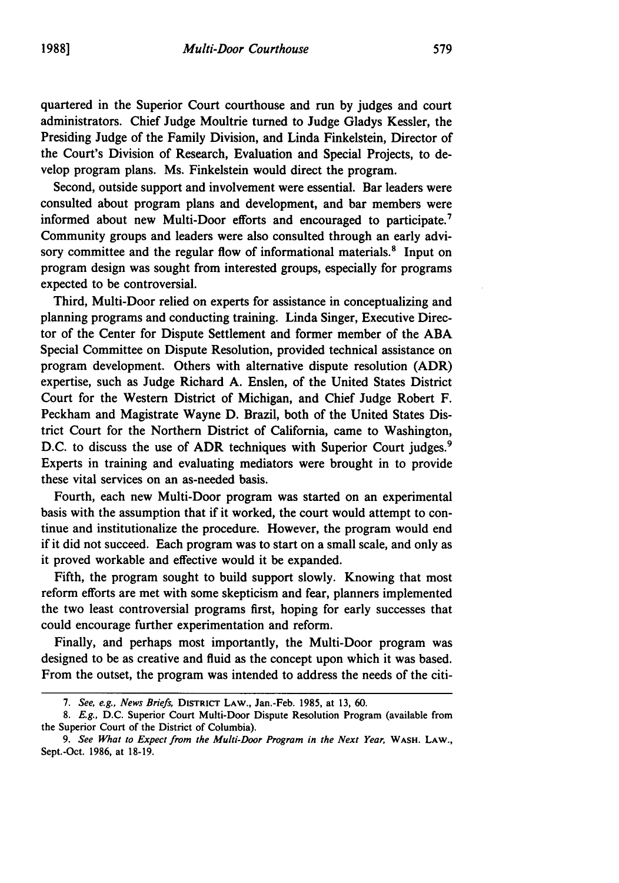quartered in the Superior Court courthouse and run by judges and court administrators. Chief Judge Moultrie turned to Judge Gladys Kessler, the Presiding Judge of the Family Division, and Linda Finkelstein, Director of the Court's Division of Research, Evaluation and Special Projects, to develop program plans. Ms. Finkelstein would direct the program.

Second, outside support and involvement were essential. Bar leaders were consulted about program plans and development, and bar members were informed about new Multi-Door efforts and encouraged to participate.[7] Community groups and leaders were also consulted through an early advisory committee and the regular flow of informational materials.[8] Input on program design was sought from interested groups, especially for programs expected to be controversial.

Third, Multi-Door relied on experts for assistance in conceptualizing and planning programs and conducting training. Linda Singer, Executive Director of the Center for Dispute Settlement and former member of the ABA Special Committee on Dispute Resolution, provided technical assistance on program development. Others with alternative dispute resolution (ADR) expertise, such as Judge Richard A. Enslen, of the United States District Court for the Western District of Michigan, and Chief Judge Robert F. Peckham and Magistrate Wayne D. Brazil, both of the United States District Court for the Northern District of California, came to Washington, D.C. to discuss the use of ADR techniques with Superior Court judges.[9] Experts in training and evaluating mediators were brought in to provide these vital services on an as-needed basis.

Fourth, each new Multi-Door program was started on an experimental basis with the assumption that if it worked, the court would attempt to continue and institutionalize the procedure. However, the program would end if it did not succeed. Each program was to start on a small scale, and only as it proved workable and effective would it be expanded.

Fifth, the program sought to build support slowly. Knowing that most reform efforts are met with some skepticism and fear, planners implemented the two least controversial programs first, hoping for early successes that could encourage further experimentation and reform.

Finally, and perhaps most importantly, the Multi-Door program was designed to be as creative and fluid as the concept upon which it was based. From the outset, the program was intended to address the needs of the citi-

---

7. *See, e.g., News Briefs,* DISTRICT LAW., Jan.-Feb. 1985, at 13, 60.

8. *E.g.,* D.C. Superior Court Multi-Door Dispute Resolution Program (available from the Superior Court of the District of Columbia).

9. *See What to Expect from the Multi-Door Program in the Next Year,* WASH. LAW., Sept.-Oct. 1986, at 18-19.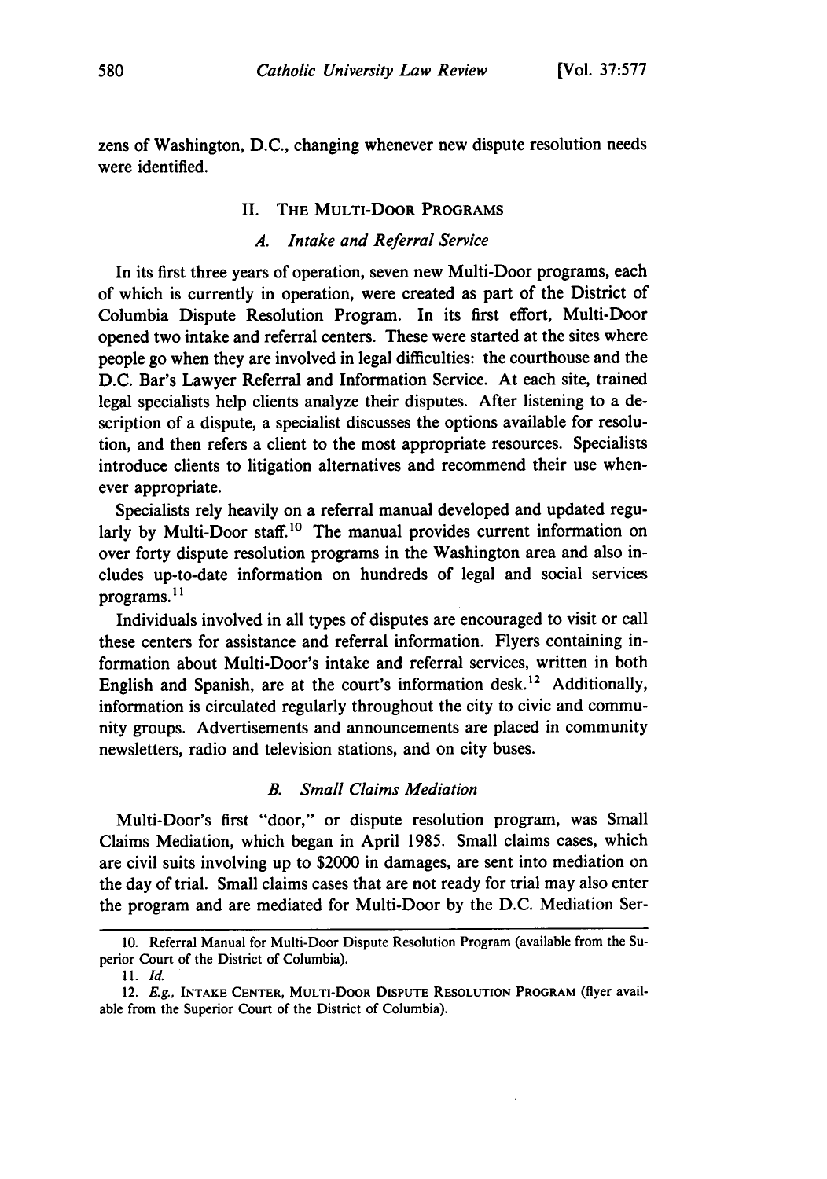zens of Washington, D.C., changing whenever new dispute resolution needs were identified.

## II. THE MULTI-DOOR PROGRAMS

### *A. Intake and Referral Service*

In its first three years of operation, seven new Multi-Door programs, each of which is currently in operation, were created as part of the District of Columbia Dispute Resolution Program. In its first effort, Multi-Door opened two intake and referral centers. These were started at the sites where people go when they are involved in legal difficulties: the courthouse and the D.C. Bar's Lawyer Referral and Information Service. At each site, trained legal specialists help clients analyze their disputes. After listening to a description of a dispute, a specialist discusses the options available for resolution, and then refers a client to the most appropriate resources. Specialists introduce clients to litigation alternatives and recommend their use whenever appropriate.

Specialists rely heavily on a referral manual developed and updated regularly by Multi-Door staff.[10] The manual provides current information on over forty dispute resolution programs in the Washington area and also includes up-to-date information on hundreds of legal and social services programs.[11]

Individuals involved in all types of disputes are encouraged to visit or call these centers for assistance and referral information. Flyers containing information about Multi-Door's intake and referral services, written in both English and Spanish, are at the court's information desk.[12] Additionally, information is circulated regularly throughout the city to civic and community groups. Advertisements and announcements are placed in community newsletters, radio and television stations, and on city buses.

### *B. Small Claims Mediation*

Multi-Door's first "door," or dispute resolution program, was Small Claims Mediation, which began in April 1985. Small claims cases, which are civil suits involving up to $2000 in damages, are sent into mediation on the day of trial. Small claims cases that are not ready for trial may also enter the program and are mediated for Multi-Door by the D.C. Mediation Ser-

---

10. Referral Manual for Multi-Door Dispute Resolution Program (available from the Superior Court of the District of Columbia).

11. *Id.*

12. *E.g.*, INTAKE CENTER, MULTI-DOOR DISPUTE RESOLUTION PROGRAM (flyer available from the Superior Court of the District of Columbia).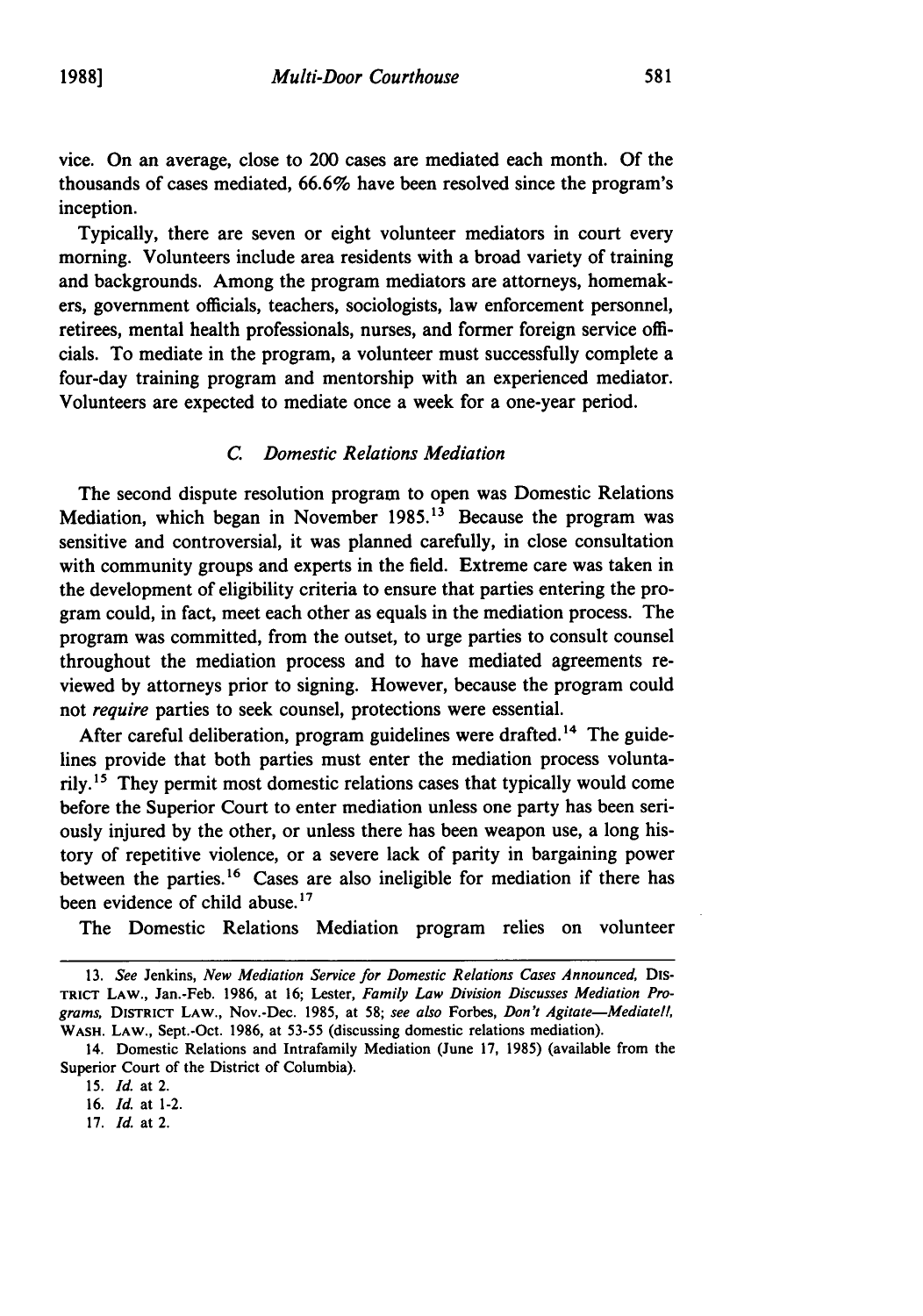vice. On an average, close to 200 cases are mediated each month. Of the thousands of cases mediated, 66.6% have been resolved since the program's inception.

Typically, there are seven or eight volunteer mediators in court every morning. Volunteers include area residents with a broad variety of training and backgrounds. Among the program mediators are attorneys, homemakers, government officials, teachers, sociologists, law enforcement personnel, retirees, mental health professionals, nurses, and former foreign service officials. To mediate in the program, a volunteer must successfully complete a four-day training program and mentorship with an experienced mediator. Volunteers are expected to mediate once a week for a one-year period.

### C. *Domestic Relations Mediation*

The second dispute resolution program to open was Domestic Relations Mediation, which began in November 1985.[13] Because the program was sensitive and controversial, it was planned carefully, in close consultation with community groups and experts in the field. Extreme care was taken in the development of eligibility criteria to ensure that parties entering the program could, in fact, meet each other as equals in the mediation process. The program was committed, from the outset, to urge parties to consult counsel throughout the mediation process and to have mediated agreements reviewed by attorneys prior to signing. However, because the program could not *require* parties to seek counsel, protections were essential.

After careful deliberation, program guidelines were drafted.[14] The guidelines provide that both parties must enter the mediation process voluntarily.[15] They permit most domestic relations cases that typically would come before the Superior Court to enter mediation unless one party has been seriously injured by the other, or unless there has been weapon use, a long history of repetitive violence, or a severe lack of parity in bargaining power between the parties.[16] Cases are also ineligible for mediation if there has been evidence of child abuse.[17]

The Domestic Relations Mediation program relies on volunteer

---

13. *See* Jenkins, *New Mediation Service for Domestic Relations Cases Announced*, DISTRICT LAW., Jan.-Feb. 1986, at 16; Lester, *Family Law Division Discusses Mediation Programs*, DISTRICT LAW., Nov.-Dec. 1985, at 58; *see also* Forbes, *Don't Agitate—Mediate!!*, WASH. LAW., Sept.-Oct. 1986, at 53-55 (discussing domestic relations mediation).

14. Domestic Relations and Intrafamily Mediation (June 17, 1985) (available from the Superior Court of the District of Columbia).

15. *Id.* at 2.

16. *Id.* at 1-2.

17. *Id.* at 2.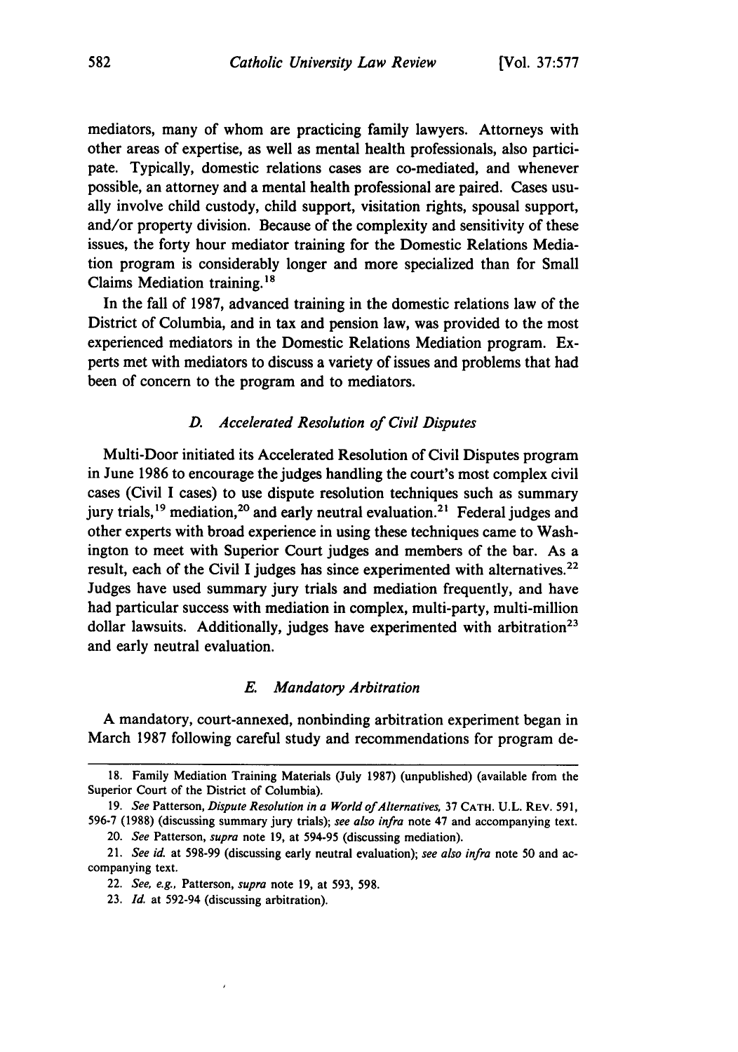mediators, many of whom are practicing family lawyers. Attorneys with other areas of expertise, as well as mental health professionals, also participate. Typically, domestic relations cases are co-mediated, and whenever possible, an attorney and a mental health professional are paired. Cases usually involve child custody, child support, visitation rights, spousal support, and/or property division. Because of the complexity and sensitivity of these issues, the forty hour mediator training for the Domestic Relations Mediation program is considerably longer and more specialized than for Small Claims Mediation training.[18]

In the fall of 1987, advanced training in the domestic relations law of the District of Columbia, and in tax and pension law, was provided to the most experienced mediators in the Domestic Relations Mediation program. Experts met with mediators to discuss a variety of issues and problems that had been of concern to the program and to mediators.

### *D. Accelerated Resolution of Civil Disputes*

Multi-Door initiated its Accelerated Resolution of Civil Disputes program in June 1986 to encourage the judges handling the court's most complex civil cases (Civil I cases) to use dispute resolution techniques such as summary jury trials,[19] mediation,[20] and early neutral evaluation.[21] Federal judges and other experts with broad experience in using these techniques came to Washington to meet with Superior Court judges and members of the bar. As a result, each of the Civil I judges has since experimented with alternatives.[22] Judges have used summary jury trials and mediation frequently, and have had particular success with mediation in complex, multi-party, multi-million dollar lawsuits. Additionally, judges have experimented with arbitration[23] and early neutral evaluation.

### *E. Mandatory Arbitration*

A mandatory, court-annexed, nonbinding arbitration experiment began in March 1987 following careful study and recommendations for program de-

---

18. Family Mediation Training Materials (July 1987) (unpublished) (available from the Superior Court of the District of Columbia).

19. *See* Patterson, *Dispute Resolution in a World of Alternatives*, 37 CATH. U.L. REV. 591, 596-7 (1988) (discussing summary jury trials); *see also infra* note 47 and accompanying text.

20. *See* Patterson, *supra* note 19, at 594-95 (discussing mediation).

21. *See id.* at 598-99 (discussing early neutral evaluation); *see also infra* note 50 and accompanying text.

22. *See, e.g.*, Patterson, *supra* note 19, at 593, 598.

23. *Id.* at 592-94 (discussing arbitration).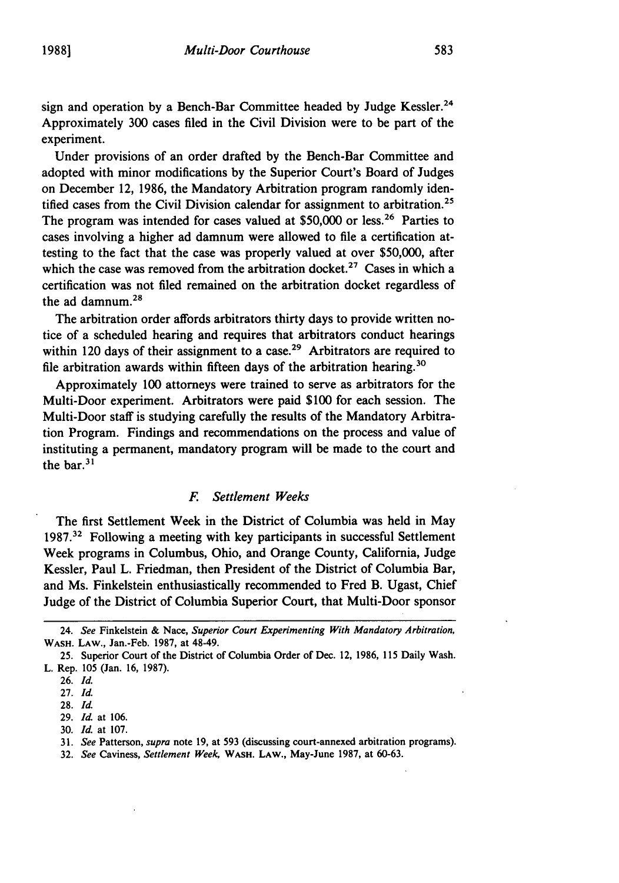sign and operation by a Bench-Bar Committee headed by Judge Kessler.[24] Approximately 300 cases filed in the Civil Division were to be part of the experiment.

Under provisions of an order drafted by the Bench-Bar Committee and adopted with minor modifications by the Superior Court's Board of Judges on December 12, 1986, the Mandatory Arbitration program randomly identified cases from the Civil Division calendar for assignment to arbitration.[25] The program was intended for cases valued at $50,000 or less.[26] Parties to cases involving a higher ad damnum were allowed to file a certification attesting to the fact that the case was properly valued at over $50,000, after which the case was removed from the arbitration docket.[27] Cases in which a certification was not filed remained on the arbitration docket regardless of the ad damnum.[28]

The arbitration order affords arbitrators thirty days to provide written notice of a scheduled hearing and requires that arbitrators conduct hearings within 120 days of their assignment to a case.[29] Arbitrators are required to file arbitration awards within fifteen days of the arbitration hearing.[30]

Approximately 100 attorneys were trained to serve as arbitrators for the Multi-Door experiment. Arbitrators were paid $100 for each session. The Multi-Door staff is studying carefully the results of the Mandatory Arbitration Program. Findings and recommendations on the process and value of instituting a permanent, mandatory program will be made to the court and the bar.[31]

### *F. Settlement Weeks*

The first Settlement Week in the District of Columbia was held in May 1987.[32] Following a meeting with key participants in successful Settlement Week programs in Columbus, Ohio, and Orange County, California, Judge Kessler, Paul L. Friedman, then President of the District of Columbia Bar, and Ms. Finkelstein enthusiastically recommended to Fred B. Ugast, Chief Judge of the District of Columbia Superior Court, that Multi-Door sponsor

---

24. *See* Finkelstein & Nace, *Superior Court Experimenting With Mandatory Arbitration*, WASH. LAW., Jan.-Feb. 1987, at 48-49.

25. Superior Court of the District of Columbia Order of Dec. 12, 1986, 115 Daily Wash. L. Rep. 105 (Jan. 16, 1987).

26. *Id.*

27. *Id.*

28. *Id.*

29. *Id.* at 106.

30. *Id.* at 107.

31. *See* Patterson, *supra* note 19, at 593 (discussing court-annexed arbitration programs).

32. *See* Caviness, *Settlement Week*, WASH. LAW., May-June 1987, at 60-63.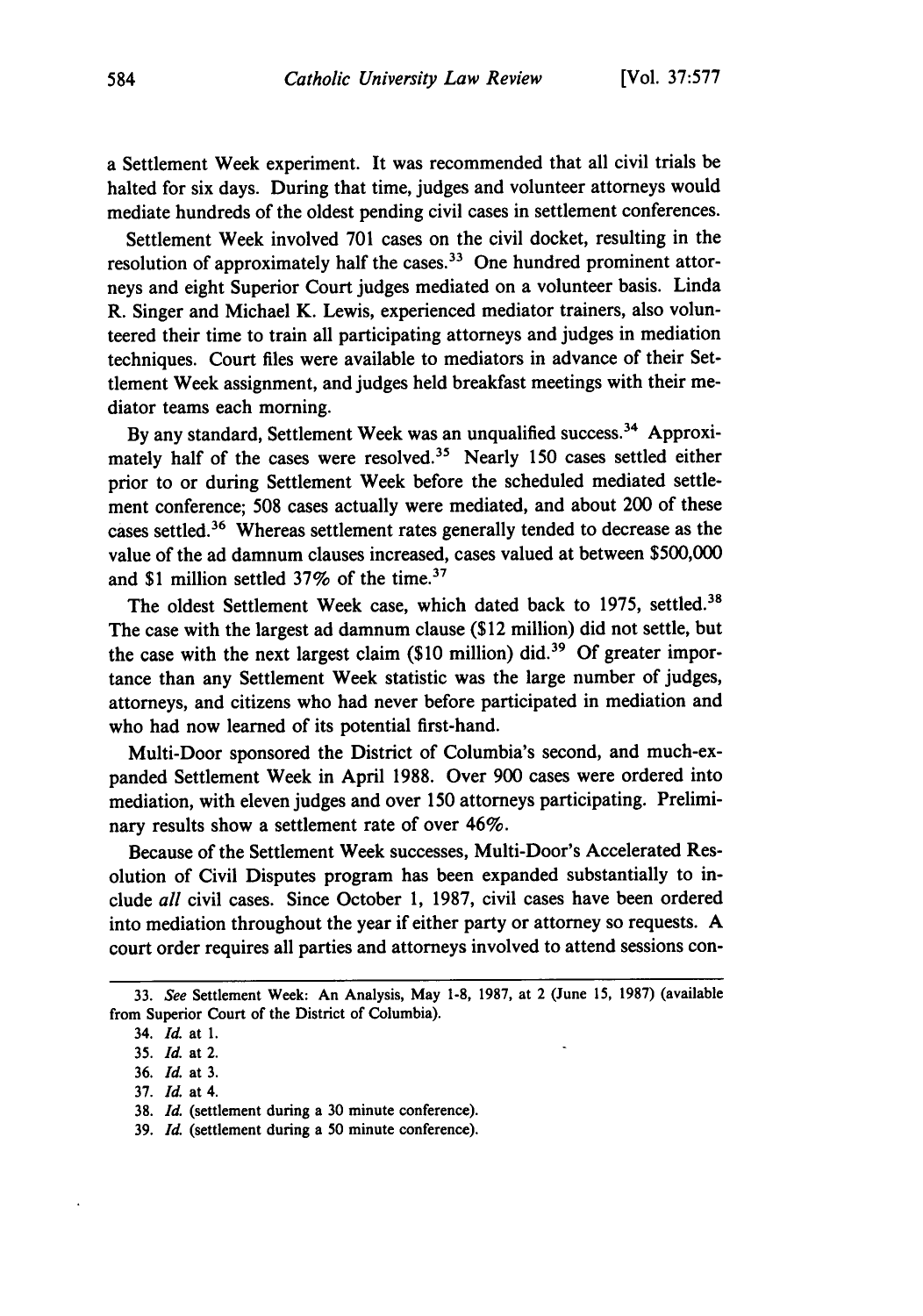a Settlement Week experiment. It was recommended that all civil trials be halted for six days. During that time, judges and volunteer attorneys would mediate hundreds of the oldest pending civil cases in settlement conferences.

Settlement Week involved 701 cases on the civil docket, resulting in the resolution of approximately half the cases.[33] One hundred prominent attorneys and eight Superior Court judges mediated on a volunteer basis. Linda R. Singer and Michael K. Lewis, experienced mediator trainers, also volunteered their time to train all participating attorneys and judges in mediation techniques. Court files were available to mediators in advance of their Settlement Week assignment, and judges held breakfast meetings with their mediator teams each morning.

By any standard, Settlement Week was an unqualified success.[34] Approximately half of the cases were resolved.[35] Nearly 150 cases settled either prior to or during Settlement Week before the scheduled mediated settlement conference; 508 cases actually were mediated, and about 200 of these cases settled.[36] Whereas settlement rates generally tended to decrease as the value of the ad damnum clauses increased, cases valued at between $500,000 and $1 million settled 37% of the time.[37]

The oldest Settlement Week case, which dated back to 1975, settled.[38] The case with the largest ad damnum clause ($12 million) did not settle, but the case with the next largest claim ($10 million) did.[39] Of greater importance than any Settlement Week statistic was the large number of judges, attorneys, and citizens who had never before participated in mediation and who had now learned of its potential first-hand.

Multi-Door sponsored the District of Columbia's second, and much-expanded Settlement Week in April 1988. Over 900 cases were ordered into mediation, with eleven judges and over 150 attorneys participating. Preliminary results show a settlement rate of over 46%.

Because of the Settlement Week successes, Multi-Door's Accelerated Resolution of Civil Disputes program has been expanded substantially to include *all* civil cases. Since October 1, 1987, civil cases have been ordered into mediation throughout the year if either party or attorney so requests. A court order requires all parties and attorneys involved to attend sessions con-

---

33. *See* Settlement Week: An Analysis, May 1-8, 1987, at 2 (June 15, 1987) (available from Superior Court of the District of Columbia).

34. *Id.* at 1.

35. *Id.* at 2.

36. *Id.* at 3.

37. *Id.* at 4.

38. *Id.* (settlement during a 30 minute conference).

39. *Id.* (settlement during a 50 minute conference).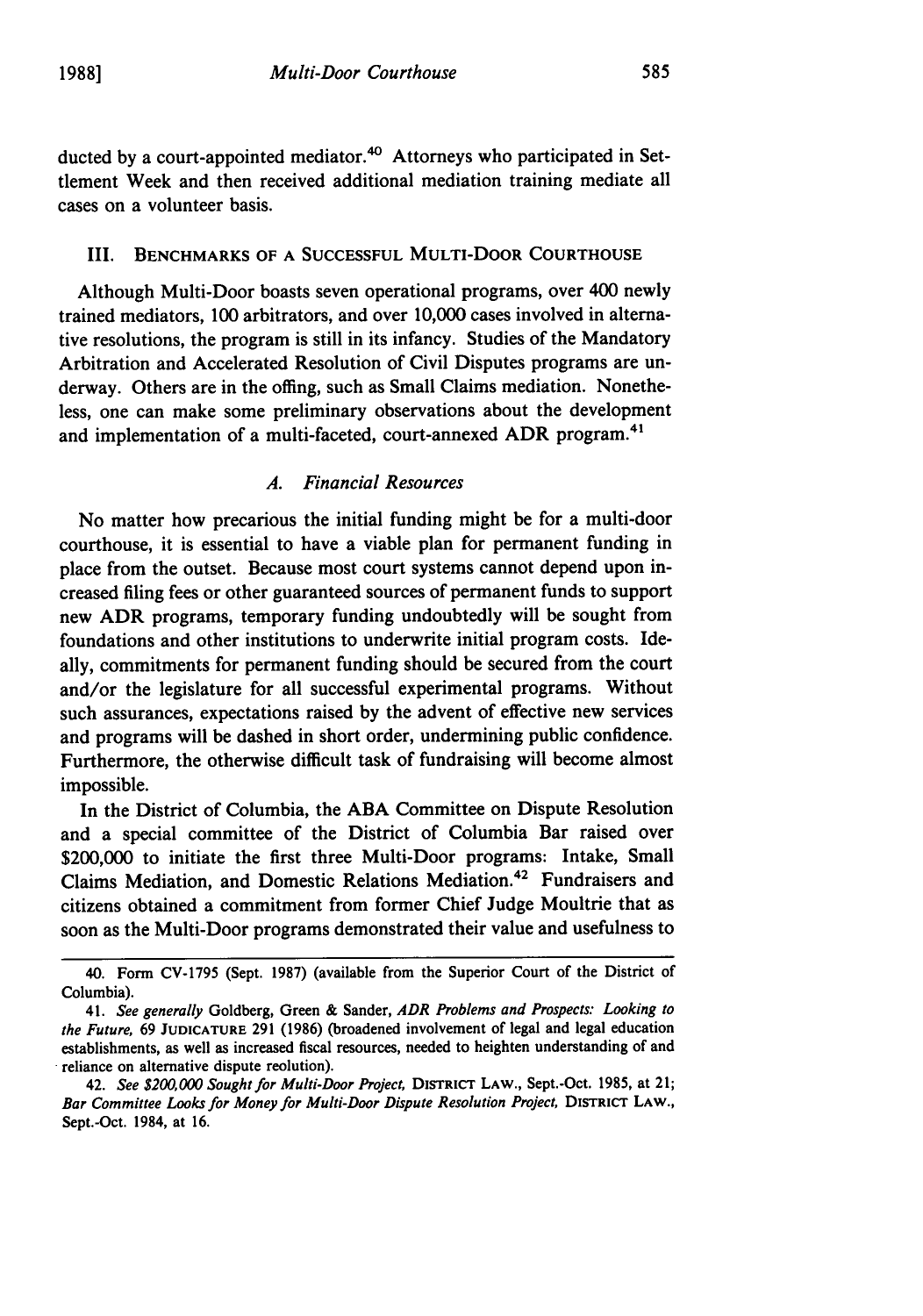ducted by a court-appointed mediator.[40] Attorneys who participated in Settlement Week and then received additional mediation training mediate all cases on a volunteer basis.

## III. Benchmarks of a Successful Multi-Door Courthouse

Although Multi-Door boasts seven operational programs, over 400 newly trained mediators, 100 arbitrators, and over 10,000 cases involved in alternative resolutions, the program is still in its infancy. Studies of the Mandatory Arbitration and Accelerated Resolution of Civil Disputes programs are underway. Others are in the offing, such as Small Claims mediation. Nonetheless, one can make some preliminary observations about the development and implementation of a multi-faceted, court-annexed ADR program.[41]

### *A. Financial Resources*

No matter how precarious the initial funding might be for a multi-door courthouse, it is essential to have a viable plan for permanent funding in place from the outset. Because most court systems cannot depend upon increased filing fees or other guaranteed sources of permanent funds to support new ADR programs, temporary funding undoubtedly will be sought from foundations and other institutions to underwrite initial program costs. Ideally, commitments for permanent funding should be secured from the court and/or the legislature for all successful experimental programs. Without such assurances, expectations raised by the advent of effective new services and programs will be dashed in short order, undermining public confidence. Furthermore, the otherwise difficult task of fundraising will become almost impossible.

In the District of Columbia, the ABA Committee on Dispute Resolution and a special committee of the District of Columbia Bar raised over $200,000 to initiate the first three Multi-Door programs: Intake, Small Claims Mediation, and Domestic Relations Mediation.[42] Fundraisers and citizens obtained a commitment from former Chief Judge Moultrie that as soon as the Multi-Door programs demonstrated their value and usefulness to

---

40. Form CV-1795 (Sept. 1987) (available from the Superior Court of the District of Columbia).

41. *See generally* Goldberg, Green & Sander, *ADR Problems and Prospects: Looking to the Future*, 69 Judicature 291 (1986) (broadened involvement of legal and legal education establishments, as well as increased fiscal resources, needed to heighten understanding of and reliance on alternative dispute reolution).

42. *See $200,000 Sought for Multi-Door Project*, District Law., Sept.-Oct. 1985, at 21; *Bar Committee Looks for Money for Multi-Door Dispute Resolution Project*, District Law., Sept.-Oct. 1984, at 16.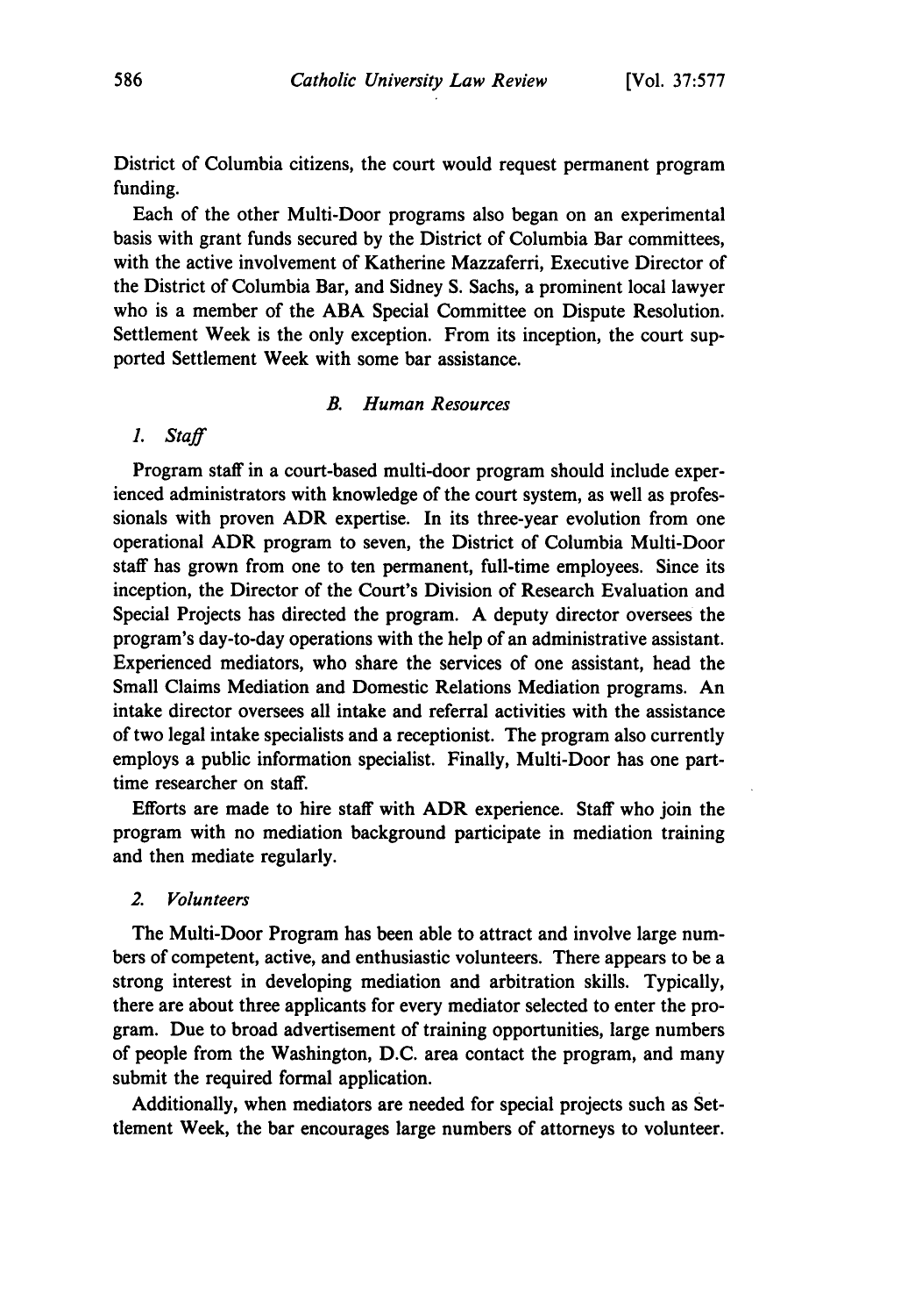District of Columbia citizens, the court would request permanent program funding.

Each of the other Multi-Door programs also began on an experimental basis with grant funds secured by the District of Columbia Bar committees, with the active involvement of Katherine Mazzaferri, Executive Director of the District of Columbia Bar, and Sidney S. Sachs, a prominent local lawyer who is a member of the ABA Special Committee on Dispute Resolution. Settlement Week is the only exception. From its inception, the court supported Settlement Week with some bar assistance.

### *B. Human Resources*

#### *1. Staff*

Program staff in a court-based multi-door program should include experienced administrators with knowledge of the court system, as well as professionals with proven ADR expertise. In its three-year evolution from one operational ADR program to seven, the District of Columbia Multi-Door staff has grown from one to ten permanent, full-time employees. Since its inception, the Director of the Court's Division of Research Evaluation and Special Projects has directed the program. A deputy director oversees the program's day-to-day operations with the help of an administrative assistant. Experienced mediators, who share the services of one assistant, head the Small Claims Mediation and Domestic Relations Mediation programs. An intake director oversees all intake and referral activities with the assistance of two legal intake specialists and a receptionist. The program also currently employs a public information specialist. Finally, Multi-Door has one part-time researcher on staff.

Efforts are made to hire staff with ADR experience. Staff who join the program with no mediation background participate in mediation training and then mediate regularly.

#### *2. Volunteers*

The Multi-Door Program has been able to attract and involve large numbers of competent, active, and enthusiastic volunteers. There appears to be a strong interest in developing mediation and arbitration skills. Typically, there are about three applicants for every mediator selected to enter the program. Due to broad advertisement of training opportunities, large numbers of people from the Washington, D.C. area contact the program, and many submit the required formal application.

Additionally, when mediators are needed for special projects such as Settlement Week, the bar encourages large numbers of attorneys to volunteer.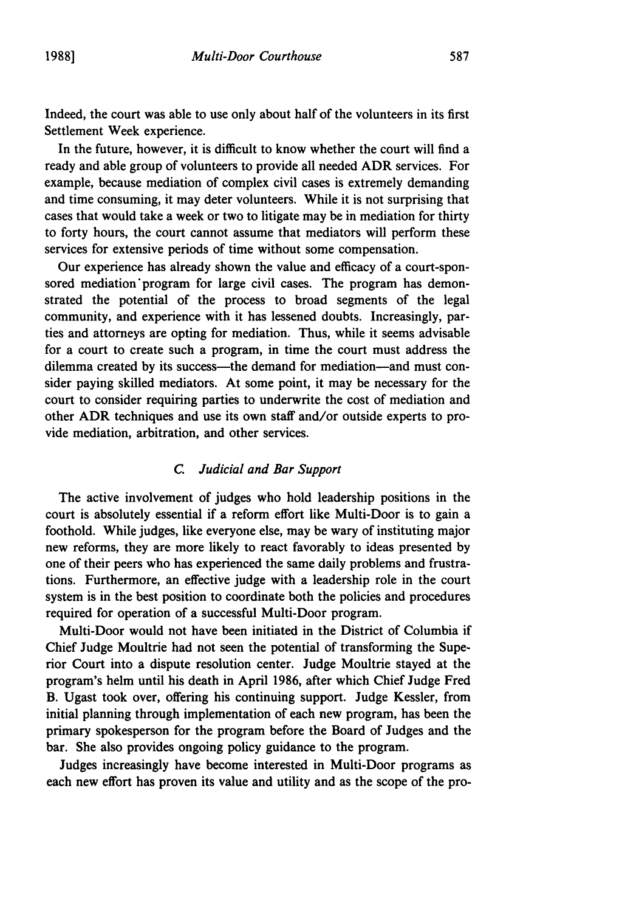Indeed, the court was able to use only about half of the volunteers in its first Settlement Week experience.

In the future, however, it is difficult to know whether the court will find a ready and able group of volunteers to provide all needed ADR services. For example, because mediation of complex civil cases is extremely demanding and time consuming, it may deter volunteers. While it is not surprising that cases that would take a week or two to litigate may be in mediation for thirty to forty hours, the court cannot assume that mediators will perform these services for extensive periods of time without some compensation.

Our experience has already shown the value and efficacy of a court-sponsored mediation program for large civil cases. The program has demonstrated the potential of the process to broad segments of the legal community, and experience with it has lessened doubts. Increasingly, parties and attorneys are opting for mediation. Thus, while it seems advisable for a court to create such a program, in time the court must address the dilemma created by its success—the demand for mediation—and must consider paying skilled mediators. At some point, it may be necessary for the court to consider requiring parties to underwrite the cost of mediation and other ADR techniques and use its own staff and/or outside experts to provide mediation, arbitration, and other services.

### *C. Judicial and Bar Support*

The active involvement of judges who hold leadership positions in the court is absolutely essential if a reform effort like Multi-Door is to gain a foothold. While judges, like everyone else, may be wary of instituting major new reforms, they are more likely to react favorably to ideas presented by one of their peers who has experienced the same daily problems and frustrations. Furthermore, an effective judge with a leadership role in the court system is in the best position to coordinate both the policies and procedures required for operation of a successful Multi-Door program.

Multi-Door would not have been initiated in the District of Columbia if Chief Judge Moultrie had not seen the potential of transforming the Superior Court into a dispute resolution center. Judge Moultrie stayed at the program's helm until his death in April 1986, after which Chief Judge Fred B. Ugast took over, offering his continuing support. Judge Kessler, from initial planning through implementation of each new program, has been the primary spokesperson for the program before the Board of Judges and the bar. She also provides ongoing policy guidance to the program.

Judges increasingly have become interested in Multi-Door programs as each new effort has proven its value and utility and as the scope of the pro-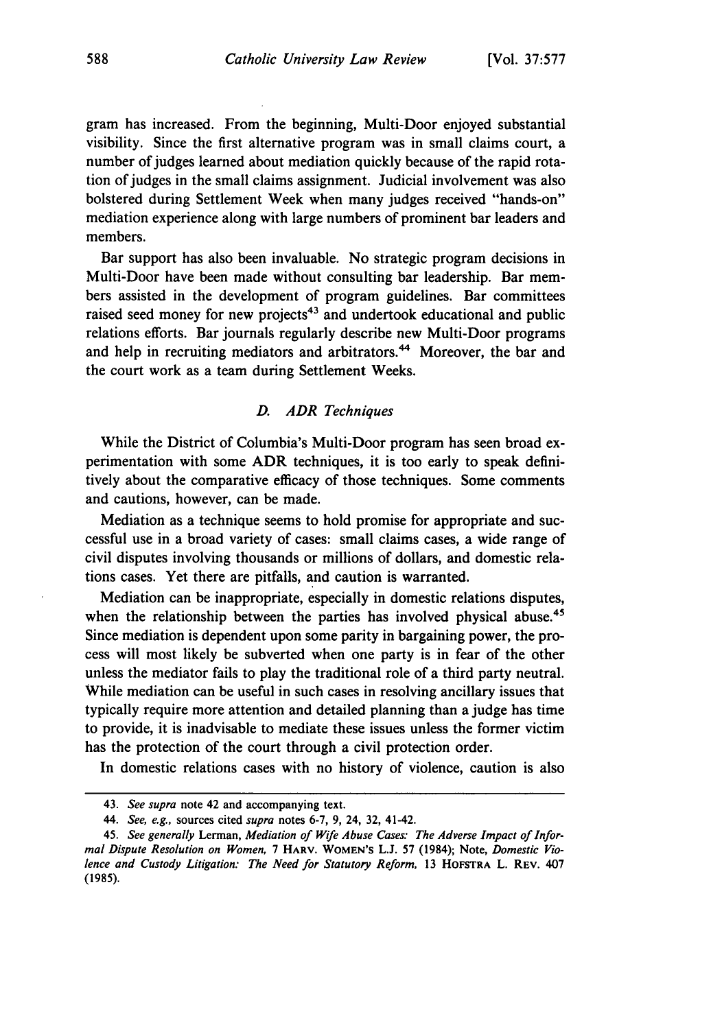gram has increased. From the beginning, Multi-Door enjoyed substantial visibility. Since the first alternative program was in small claims court, a number of judges learned about mediation quickly because of the rapid rotation of judges in the small claims assignment. Judicial involvement was also bolstered during Settlement Week when many judges received "hands-on" mediation experience along with large numbers of prominent bar leaders and members.

Bar support has also been invaluable. No strategic program decisions in Multi-Door have been made without consulting bar leadership. Bar members assisted in the development of program guidelines. Bar committees raised seed money for new projects[43] and undertook educational and public relations efforts. Bar journals regularly describe new Multi-Door programs and help in recruiting mediators and arbitrators.[44] Moreover, the bar and the court work as a team during Settlement Weeks.

### *D. ADR Techniques*

While the District of Columbia's Multi-Door program has seen broad experimentation with some ADR techniques, it is too early to speak definitively about the comparative efficacy of those techniques. Some comments and cautions, however, can be made.

Mediation as a technique seems to hold promise for appropriate and successful use in a broad variety of cases: small claims cases, a wide range of civil disputes involving thousands or millions of dollars, and domestic relations cases. Yet there are pitfalls, and caution is warranted.

Mediation can be inappropriate, especially in domestic relations disputes, when the relationship between the parties has involved physical abuse.[45] Since mediation is dependent upon some parity in bargaining power, the process will most likely be subverted when one party is in fear of the other unless the mediator fails to play the traditional role of a third party neutral. While mediation can be useful in such cases in resolving ancillary issues that typically require more attention and detailed planning than a judge has time to provide, it is inadvisable to mediate these issues unless the former victim has the protection of the court through a civil protection order.

In domestic relations cases with no history of violence, caution is also

---

43. *See supra* note 42 and accompanying text.

44. *See, e.g.,* sources cited *supra* notes 6-7, 9, 24, 32, 41-42.

45. *See generally* Lerman, *Mediation of Wife Abuse Cases: The Adverse Impact of Informal Dispute Resolution on Women,* 7 HARV. WOMEN'S L.J. 57 (1984); Note, *Domestic Violence and Custody Litigation: The Need for Statutory Reform,* 13 HOFSTRA L. REV. 407 (1985).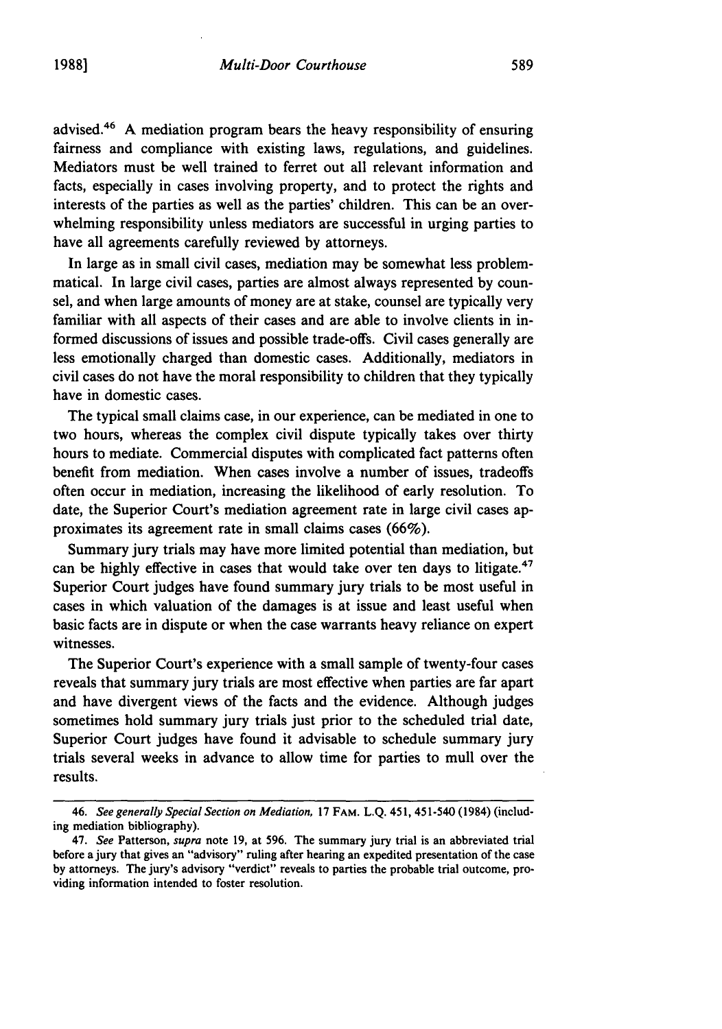advised.[46] A mediation program bears the heavy responsibility of ensuring fairness and compliance with existing laws, regulations, and guidelines. Mediators must be well trained to ferret out all relevant information and facts, especially in cases involving property, and to protect the rights and interests of the parties as well as the parties' children. This can be an overwhelming responsibility unless mediators are successful in urging parties to have all agreements carefully reviewed by attorneys.

In large as in small civil cases, mediation may be somewhat less problemmatical. In large civil cases, parties are almost always represented by counsel, and when large amounts of money are at stake, counsel are typically very familiar with all aspects of their cases and are able to involve clients in informed discussions of issues and possible trade-offs. Civil cases generally are less emotionally charged than domestic cases. Additionally, mediators in civil cases do not have the moral responsibility to children that they typically have in domestic cases.

The typical small claims case, in our experience, can be mediated in one to two hours, whereas the complex civil dispute typically takes over thirty hours to mediate. Commercial disputes with complicated fact patterns often benefit from mediation. When cases involve a number of issues, tradeoffs often occur in mediation, increasing the likelihood of early resolution. To date, the Superior Court's mediation agreement rate in large civil cases approximates its agreement rate in small claims cases (66%).

Summary jury trials may have more limited potential than mediation, but can be highly effective in cases that would take over ten days to litigate.[47] Superior Court judges have found summary jury trials to be most useful in cases in which valuation of the damages is at issue and least useful when basic facts are in dispute or when the case warrants heavy reliance on expert witnesses.

The Superior Court's experience with a small sample of twenty-four cases reveals that summary jury trials are most effective when parties are far apart and have divergent views of the facts and the evidence. Although judges sometimes hold summary jury trials just prior to the scheduled trial date, Superior Court judges have found it advisable to schedule summary jury trials several weeks in advance to allow time for parties to mull over the results.

---

46. *See generally Special Section on Mediation,* 17 FAM. L.Q. 451, 451-540 (1984) (including mediation bibliography).

47. *See* Patterson, *supra* note 19, at 596. The summary jury trial is an abbreviated trial before a jury that gives an "advisory" ruling after hearing an expedited presentation of the case by attorneys. The jury's advisory "verdict" reveals to parties the probable trial outcome, providing information intended to foster resolution.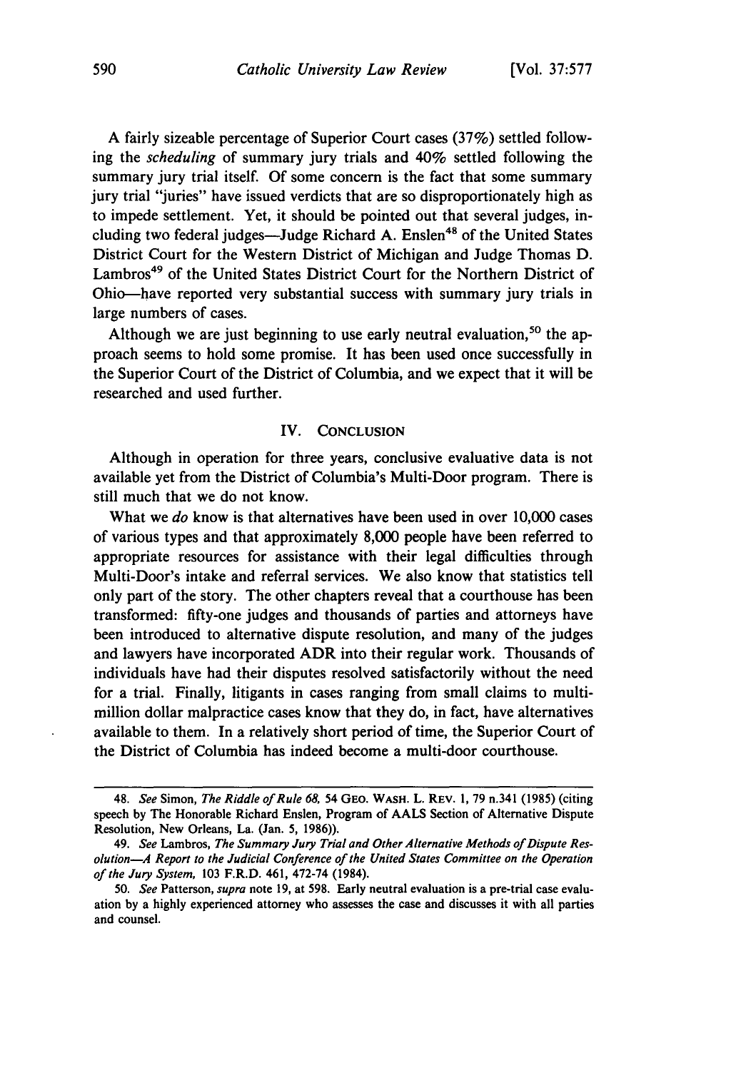A fairly sizeable percentage of Superior Court cases (37%) settled following the *scheduling* of summary jury trials and 40% settled following the summary jury trial itself. Of some concern is the fact that some summary jury trial "juries" have issued verdicts that are so disproportionately high as to impede settlement. Yet, it should be pointed out that several judges, including two federal judges—Judge Richard A. Enslen[48] of the United States District Court for the Western District of Michigan and Judge Thomas D. Lambros[49] of the United States District Court for the Northern District of Ohio—have reported very substantial success with summary jury trials in large numbers of cases.

Although we are just beginning to use early neutral evaluation,[50] the approach seems to hold some promise. It has been used once successfully in the Superior Court of the District of Columbia, and we expect that it will be researched and used further.

## IV. CONCLUSION

Although in operation for three years, conclusive evaluative data is not available yet from the District of Columbia's Multi-Door program. There is still much that we do not know.

What we *do* know is that alternatives have been used in over 10,000 cases of various types and that approximately 8,000 people have been referred to appropriate resources for assistance with their legal difficulties through Multi-Door's intake and referral services. We also know that statistics tell only part of the story. The other chapters reveal that a courthouse has been transformed: fifty-one judges and thousands of parties and attorneys have been introduced to alternative dispute resolution, and many of the judges and lawyers have incorporated ADR into their regular work. Thousands of individuals have had their disputes resolved satisfactorily without the need for a trial. Finally, litigants in cases ranging from small claims to multi-million dollar malpractice cases know that they do, in fact, have alternatives available to them. In a relatively short period of time, the Superior Court of the District of Columbia has indeed become a multi-door courthouse.

---

48. *See* Simon, *The Riddle of Rule 68*, 54 GEO. WASH. L. REV. 1, 79 n.341 (1985) (citing speech by The Honorable Richard Enslen, Program of AALS Section of Alternative Dispute Resolution, New Orleans, La. (Jan. 5, 1986)).

49. *See* Lambros, *The Summary Jury Trial and Other Alternative Methods of Dispute Resolution—A Report to the Judicial Conference of the United States Committee on the Operation of the Jury System*, 103 F.R.D. 461, 472-74 (1984).

50. *See* Patterson, *supra* note 19, at 598. Early neutral evaluation is a pre-trial case evaluation by a highly experienced attorney who assesses the case and discusses it with all parties and counsel.